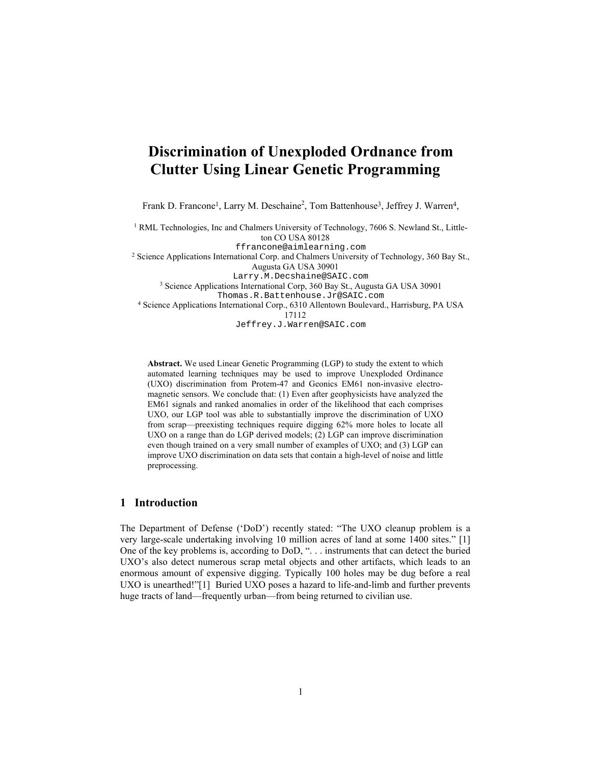# Discrimination of Unexploded Ordnance from Clutter Using Linear Genetic Programming

Frank D. Francone[1], Larry M. Deschaine[2], Tom Battenhouse[3], Jeffrey J. Warren[4],

[1] RML Technologies, Inc and Chalmers University of Technology, 7606 S. Newland St., Littleton CO USA 80128
ffrancone@aimlearning.com

[2] Science Applications International Corp. and Chalmers University of Technology, 360 Bay St., Augusta GA USA 30901
Larry.M.Decshaine@SAIC.com

[3] Science Applications International Corp, 360 Bay St., Augusta GA USA 30901
Thomas.R.Battenhouse.Jr@SAIC.com

[4] Science Applications International Corp., 6310 Allentown Boulevard., Harrisburg, PA USA 17112
Jeffrey.J.Warren@SAIC.com

**Abstract.** We used Linear Genetic Programming (LGP) to study the extent to which automated learning techniques may be used to improve Unexploded Ordnance (UXO) discrimination from Protem-47 and Geonics EM61 non-invasive electromagnetic sensors. We conclude that: (1) Even after geophysicists have analyzed the EM61 signals and ranked anomalies in order of the likelihood that each comprises UXO, our LGP tool was able to substantially improve the discrimination of UXO from scrap—preexisting techniques require digging 62% more holes to locate all UXO on a range than do LGP derived models; (2) LGP can improve discrimination even though trained on a very small number of examples of UXO; and (3) LGP can improve UXO discrimination on data sets that contain a high-level of noise and little preprocessing.

## 1 Introduction

The Department of Defense ('DoD') recently stated: "The UXO cleanup problem is a very large-scale undertaking involving 10 million acres of land at some 1400 sites." [1] One of the key problems is, according to DoD, ". . . instruments that can detect the buried UXO's also detect numerous scrap metal objects and other artifacts, which leads to an enormous amount of expensive digging. Typically 100 holes may be dug before a real UXO is unearthed!"[1] Buried UXO poses a hazard to life-and-limb and further prevents huge tracts of land—frequently urban—from being returned to civilian use.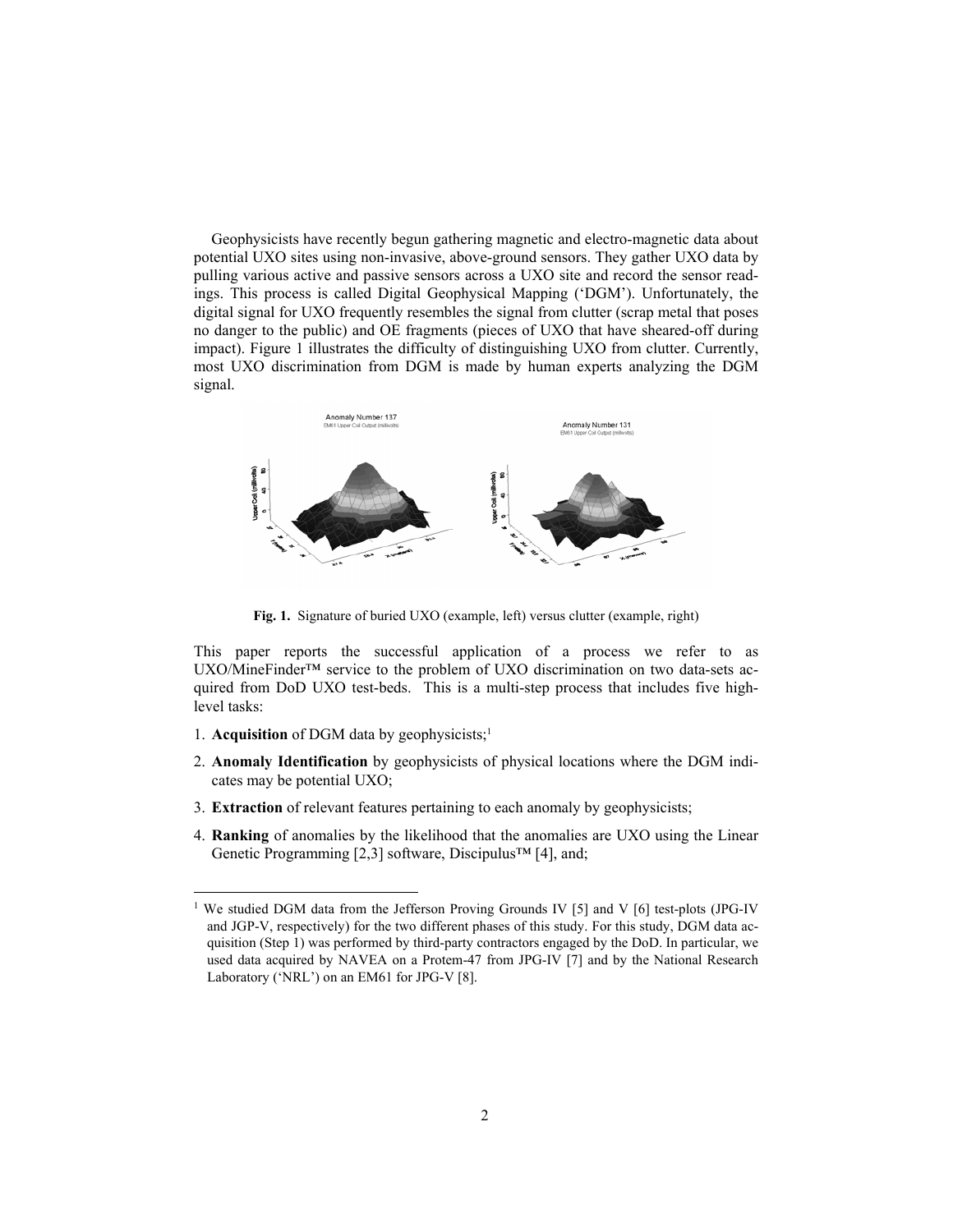Geophysicists have recently begun gathering magnetic and electro-magnetic data about potential UXO sites using non-invasive, above-ground sensors. They gather UXO data by pulling various active and passive sensors across a UXO site and record the sensor readings. This process is called Digital Geophysical Mapping ('DGM'). Unfortunately, the digital signal for UXO frequently resembles the signal from clutter (scrap metal that poses no danger to the public) and OE fragments (pieces of UXO that have sheared-off during impact). Figure 1 illustrates the difficulty of distinguishing UXO from clutter. Currently, most UXO discrimination from DGM is made by human experts analyzing the DGM signal.

**Fig. 1.** Signature of buried UXO (example, left) versus clutter (example, right)

This paper reports the successful application of a process we refer to as UXO/MineFinder™ service to the problem of UXO discrimination on two data-sets acquired from DoD UXO test-beds. This is a multi-step process that includes five high-level tasks:

1. **Acquisition** of DGM data by geophysicists;[1]
2. **Anomaly Identification** by geophysicists of physical locations where the DGM indicates may be potential UXO;
3. **Extraction** of relevant features pertaining to each anomaly by geophysicists;
4. **Ranking** of anomalies by the likelihood that the anomalies are UXO using the Linear Genetic Programming [2,3] software, Discipulus™ [4], and;

[1] We studied DGM data from the Jefferson Proving Grounds IV [5] and V [6] test-plots (JPG-IV and JGP-V, respectively) for the two different phases of this study. For this study, DGM data acquisition (Step 1) was performed by third-party contractors engaged by the DoD. In particular, we used data acquired by NAVEA on a Protem-47 from JPG-IV [7] and by the National Research Laboratory ('NRL') on an EM61 for JPG-V [8].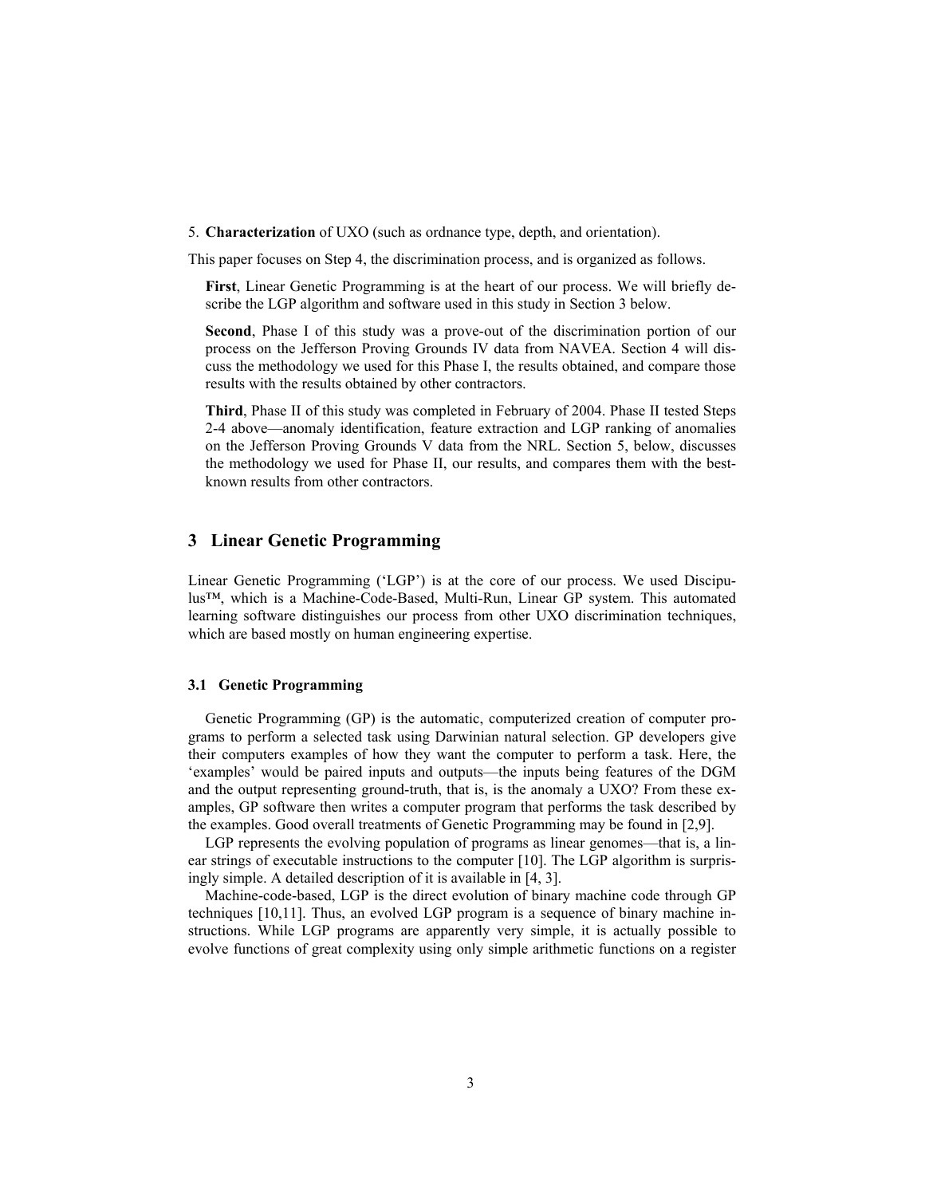5. **Characterization** of UXO (such as ordnance type, depth, and orientation).

This paper focuses on Step 4, the discrimination process, and is organized as follows.

**First**, Linear Genetic Programming is at the heart of our process. We will briefly describe the LGP algorithm and software used in this study in Section 3 below.

**Second**, Phase I of this study was a prove-out of the discrimination portion of our process on the Jefferson Proving Grounds IV data from NAVEA. Section 4 will discuss the methodology we used for this Phase I, the results obtained, and compare those results with the results obtained by other contractors.

**Third**, Phase II of this study was completed in February of 2004. Phase II tested Steps 2-4 above—anomaly identification, feature extraction and LGP ranking of anomalies on the Jefferson Proving Grounds V data from the NRL. Section 5, below, discusses the methodology we used for Phase II, our results, and compares them with the best-known results from other contractors.

## 3 Linear Genetic Programming

Linear Genetic Programming ('LGP') is at the core of our process. We used Discipulus™, which is a Machine-Code-Based, Multi-Run, Linear GP system. This automated learning software distinguishes our process from other UXO discrimination techniques, which are based mostly on human engineering expertise.

### 3.1 Genetic Programming

Genetic Programming (GP) is the automatic, computerized creation of computer programs to perform a selected task using Darwinian natural selection. GP developers give their computers examples of how they want the computer to perform a task. Here, the 'examples' would be paired inputs and outputs—the inputs being features of the DGM and the output representing ground-truth, that is, is the anomaly a UXO? From these examples, GP software then writes a computer program that performs the task described by the examples. Good overall treatments of Genetic Programming may be found in [2,9].

LGP represents the evolving population of programs as linear genomes—that is, a linear strings of executable instructions to the computer [10]. The LGP algorithm is surprisingly simple. A detailed description of it is available in [4, 3].

Machine-code-based, LGP is the direct evolution of binary machine code through GP techniques [10,11]. Thus, an evolved LGP program is a sequence of binary machine instructions. While LGP programs are apparently very simple, it is actually possible to evolve functions of great complexity using only simple arithmetic functions on a register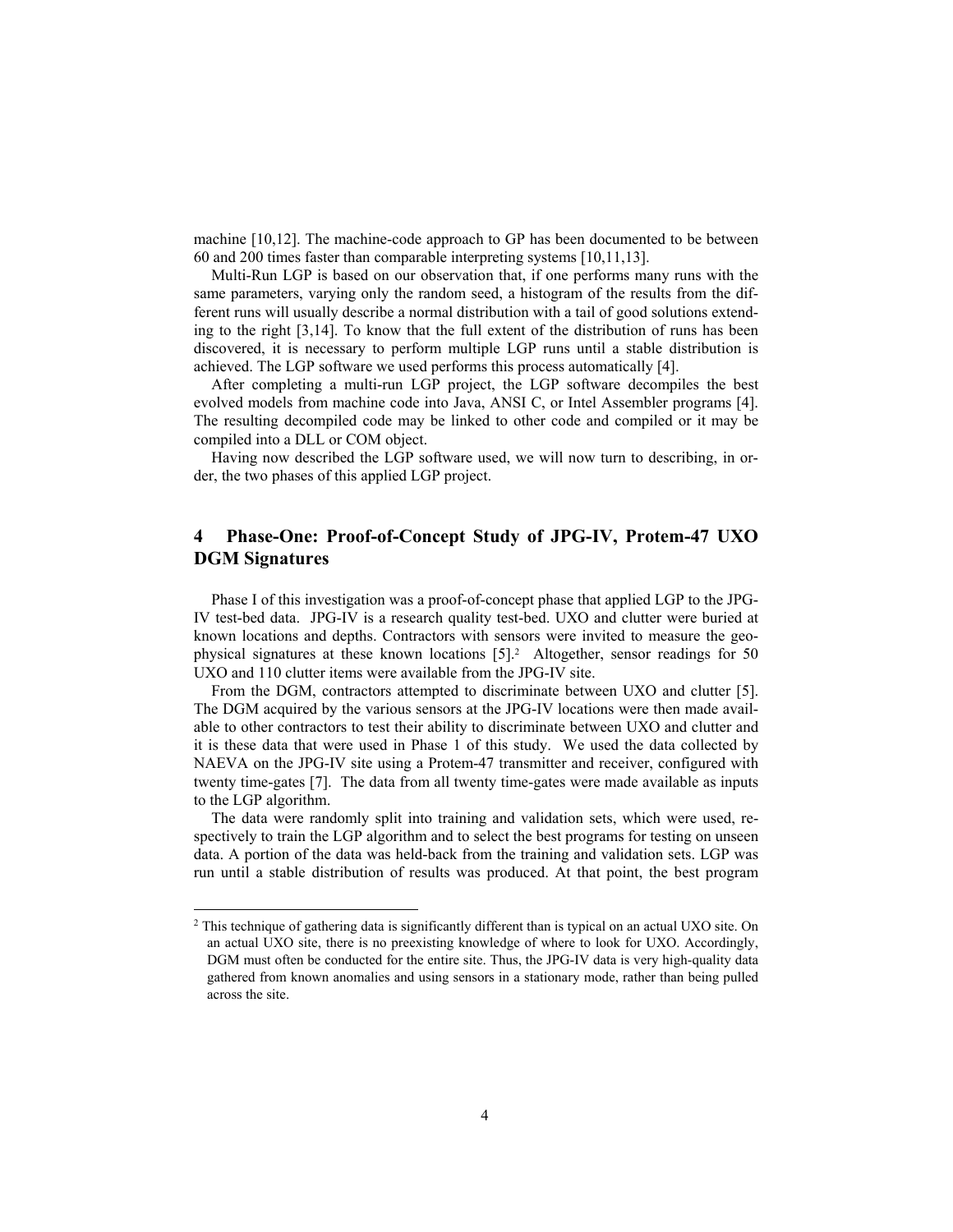machine [10,12]. The machine-code approach to GP has been documented to be between 60 and 200 times faster than comparable interpreting systems [10,11,13].

Multi-Run LGP is based on our observation that, if one performs many runs with the same parameters, varying only the random seed, a histogram of the results from the different runs will usually describe a normal distribution with a tail of good solutions extending to the right [3,14]. To know that the full extent of the distribution of runs has been discovered, it is necessary to perform multiple LGP runs until a stable distribution is achieved. The LGP software we used performs this process automatically [4].

After completing a multi-run LGP project, the LGP software decompiles the best evolved models from machine code into Java, ANSI C, or Intel Assembler programs [4]. The resulting decompiled code may be linked to other code and compiled or it may be compiled into a DLL or COM object.

Having now described the LGP software used, we will now turn to describing, in order, the two phases of this applied LGP project.

## 4 Phase-One: Proof-of-Concept Study of JPG-IV, Protem-47 UXO DGM Signatures

Phase I of this investigation was a proof-of-concept phase that applied LGP to the JPG-IV test-bed data. JPG-IV is a research quality test-bed. UXO and clutter were buried at known locations and depths. Contractors with sensors were invited to measure the geophysical signatures at these known locations [5].[2] Altogether, sensor readings for 50 UXO and 110 clutter items were available from the JPG-IV site.

From the DGM, contractors attempted to discriminate between UXO and clutter [5]. The DGM acquired by the various sensors at the JPG-IV locations were then made available to other contractors to test their ability to discriminate between UXO and clutter and it is these data that were used in Phase 1 of this study. We used the data collected by NAEVA on the JPG-IV site using a Protem-47 transmitter and receiver, configured with twenty time-gates [7]. The data from all twenty time-gates were made available as inputs to the LGP algorithm.

The data were randomly split into training and validation sets, which were used, respectively to train the LGP algorithm and to select the best programs for testing on unseen data. A portion of the data was held-back from the training and validation sets. LGP was run until a stable distribution of results was produced. At that point, the best program

---

[2] This technique of gathering data is significantly different than is typical on an actual UXO site. On an actual UXO site, there is no preexisting knowledge of where to look for UXO. Accordingly, DGM must often be conducted for the entire site. Thus, the JPG-IV data is very high-quality data gathered from known anomalies and using sensors in a stationary mode, rather than being pulled across the site.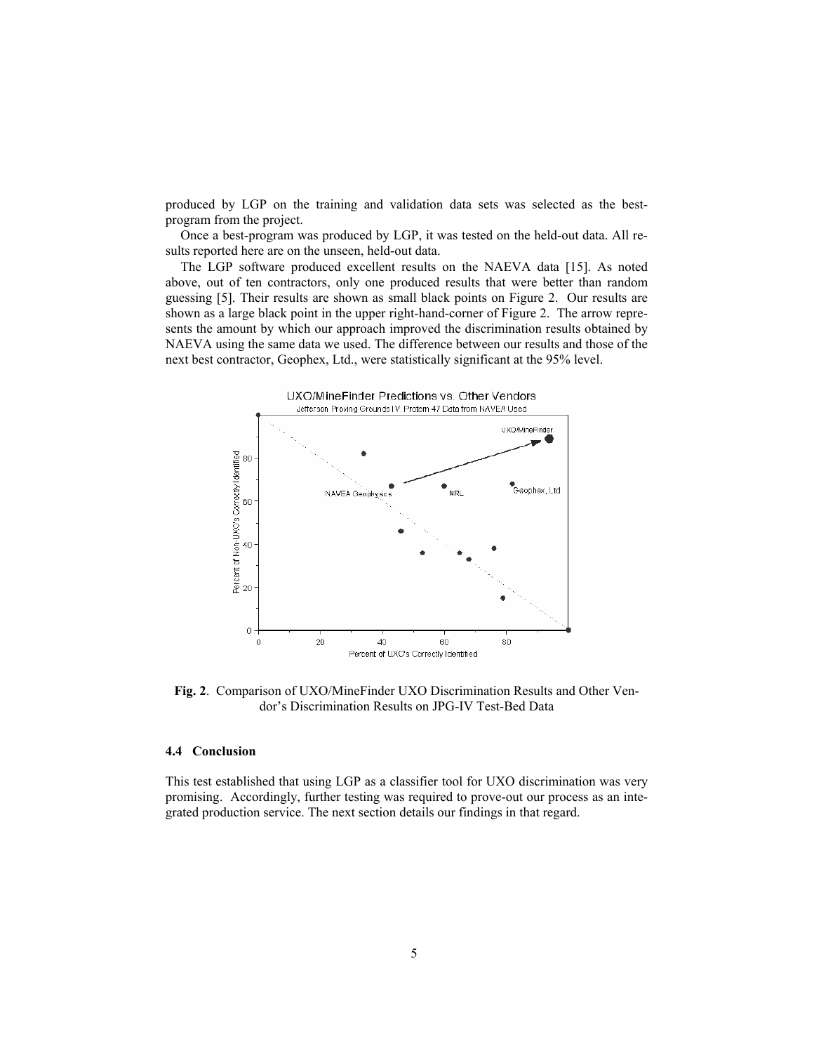produced by LGP on the training and validation data sets was selected as the best-program from the project.

Once a best-program was produced by LGP, it was tested on the held-out data. All results reported here are on the unseen, held-out data.

The LGP software produced excellent results on the NAEVA data [15]. As noted above, out of ten contractors, only one produced results that were better than random guessing [5]. Their results are shown as small black points on Figure 2. Our results are shown as a large black point in the upper right-hand-corner of Figure 2. The arrow represents the amount by which our approach improved the discrimination results obtained by NAEVA using the same data we used. The difference between our results and those of the next best contractor, Geophex, Ltd., were statistically significant at the 95% level.

**Fig. 2**. Comparison of UXO/MineFinder UXO Discrimination Results and Other Vendor's Discrimination Results on JPG-IV Test-Bed Data

### 4.4 Conclusion

This test established that using LGP as a classifier tool for UXO discrimination was very promising. Accordingly, further testing was required to prove-out our process as an integrated production service. The next section details our findings in that regard.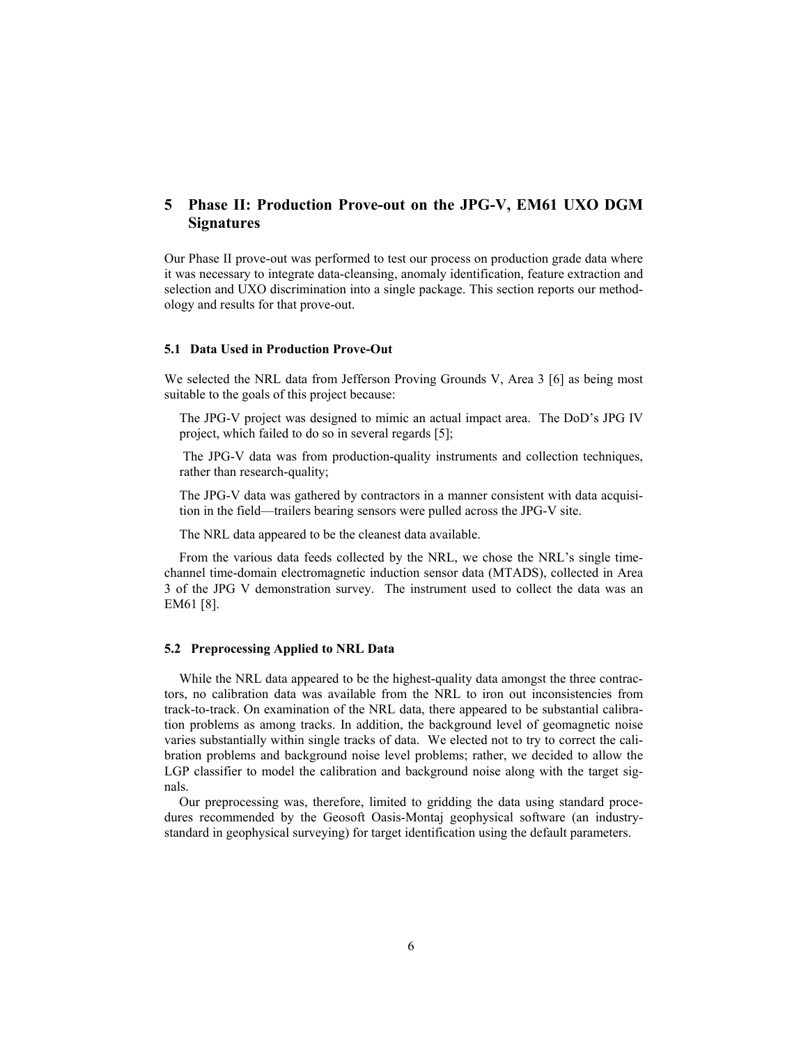# 5 Phase II: Production Prove-out on the JPG-V, EM61 UXO DGM Signatures

Our Phase II prove-out was performed to test our process on production grade data where it was necessary to integrate data-cleansing, anomaly identification, feature extraction and selection and UXO discrimination into a single package. This section reports our methodology and results for that prove-out.

### 5.1 Data Used in Production Prove-Out

We selected the NRL data from Jefferson Proving Grounds V, Area 3 [6] as being most suitable to the goals of this project because:

The JPG-V project was designed to mimic an actual impact area. The DoD's JPG IV project, which failed to do so in several regards [5];

The JPG-V data was from production-quality instruments and collection techniques, rather than research-quality;

The JPG-V data was gathered by contractors in a manner consistent with data acquisition in the field—trailers bearing sensors were pulled across the JPG-V site.

The NRL data appeared to be the cleanest data available.

From the various data feeds collected by the NRL, we chose the NRL's single time-channel time-domain electromagnetic induction sensor data (MTADS), collected in Area 3 of the JPG V demonstration survey. The instrument used to collect the data was an EM61 [8].

### 5.2 Preprocessing Applied to NRL Data

While the NRL data appeared to be the highest-quality data amongst the three contractors, no calibration data was available from the NRL to iron out inconsistencies from track-to-track. On examination of the NRL data, there appeared to be substantial calibration problems as among tracks. In addition, the background level of geomagnetic noise varies substantially within single tracks of data. We elected not to try to correct the calibration problems and background noise level problems; rather, we decided to allow the LGP classifier to model the calibration and background noise along with the target signals.

Our preprocessing was, therefore, limited to gridding the data using standard procedures recommended by the Geosoft Oasis-Montaj geophysical software (an industry-standard in geophysical surveying) for target identification using the default parameters.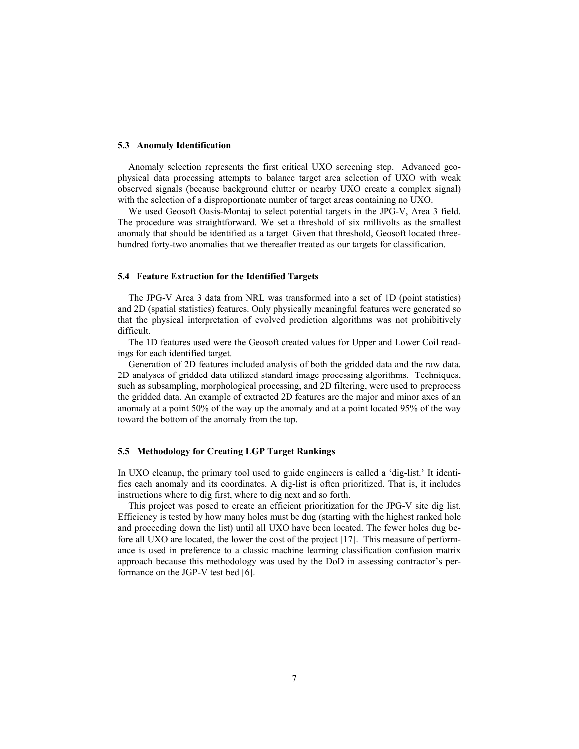### 5.3 Anomaly Identification

Anomaly selection represents the first critical UXO screening step. Advanced geophysical data processing attempts to balance target area selection of UXO with weak observed signals (because background clutter or nearby UXO create a complex signal) with the selection of a disproportionate number of target areas containing no UXO.

We used Geosoft Oasis-Montaj to select potential targets in the JPG-V, Area 3 field. The procedure was straightforward. We set a threshold of six millivolts as the smallest anomaly that should be identified as a target. Given that threshold, Geosoft located three-hundred forty-two anomalies that we thereafter treated as our targets for classification.

### 5.4 Feature Extraction for the Identified Targets

The JPG-V Area 3 data from NRL was transformed into a set of 1D (point statistics) and 2D (spatial statistics) features. Only physically meaningful features were generated so that the physical interpretation of evolved prediction algorithms was not prohibitively difficult.

The 1D features used were the Geosoft created values for Upper and Lower Coil readings for each identified target.

Generation of 2D features included analysis of both the gridded data and the raw data. 2D analyses of gridded data utilized standard image processing algorithms. Techniques, such as subsampling, morphological processing, and 2D filtering, were used to preprocess the gridded data. An example of extracted 2D features are the major and minor axes of an anomaly at a point 50% of the way up the anomaly and at a point located 95% of the way toward the bottom of the anomaly from the top.

### 5.5 Methodology for Creating LGP Target Rankings

In UXO cleanup, the primary tool used to guide engineers is called a 'dig-list.' It identifies each anomaly and its coordinates. A dig-list is often prioritized. That is, it includes instructions where to dig first, where to dig next and so forth.

This project was posed to create an efficient prioritization for the JPG-V site dig list. Efficiency is tested by how many holes must be dug (starting with the highest ranked hole and proceeding down the list) until all UXO have been located. The fewer holes dug before all UXO are located, the lower the cost of the project [17]. This measure of performance is used in preference to a classic machine learning classification confusion matrix approach because this methodology was used by the DoD in assessing contractor's performance on the JGP-V test bed [6].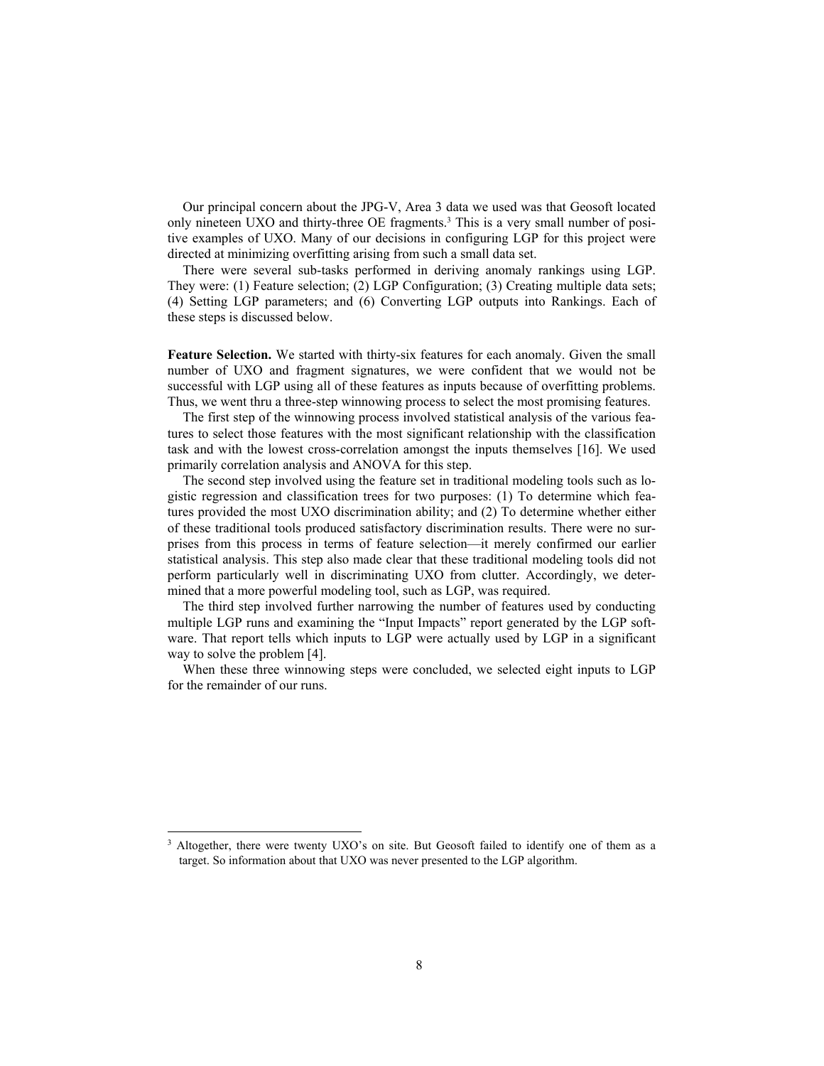Our principal concern about the JPG-V, Area 3 data we used was that Geosoft located only nineteen UXO and thirty-three OE fragments.[3] This is a very small number of positive examples of UXO. Many of our decisions in configuring LGP for this project were directed at minimizing overfitting arising from such a small data set.

There were several sub-tasks performed in deriving anomaly rankings using LGP. They were: (1) Feature selection; (2) LGP Configuration; (3) Creating multiple data sets; (4) Setting LGP parameters; and (6) Converting LGP outputs into Rankings. Each of these steps is discussed below.

**Feature Selection.** We started with thirty-six features for each anomaly. Given the small number of UXO and fragment signatures, we were confident that we would not be successful with LGP using all of these features as inputs because of overfitting problems. Thus, we went thru a three-step winnowing process to select the most promising features.

The first step of the winnowing process involved statistical analysis of the various features to select those features with the most significant relationship with the classification task and with the lowest cross-correlation amongst the inputs themselves [16]. We used primarily correlation analysis and ANOVA for this step.

The second step involved using the feature set in traditional modeling tools such as logistic regression and classification trees for two purposes: (1) To determine which features provided the most UXO discrimination ability; and (2) To determine whether either of these traditional tools produced satisfactory discrimination results. There were no surprises from this process in terms of feature selection—it merely confirmed our earlier statistical analysis. This step also made clear that these traditional modeling tools did not perform particularly well in discriminating UXO from clutter. Accordingly, we determined that a more powerful modeling tool, such as LGP, was required.

The third step involved further narrowing the number of features used by conducting multiple LGP runs and examining the "Input Impacts" report generated by the LGP software. That report tells which inputs to LGP were actually used by LGP in a significant way to solve the problem [4].

When these three winnowing steps were concluded, we selected eight inputs to LGP for the remainder of our runs.

---

[3] Altogether, there were twenty UXO's on site. But Geosoft failed to identify one of them as a target. So information about that UXO was never presented to the LGP algorithm.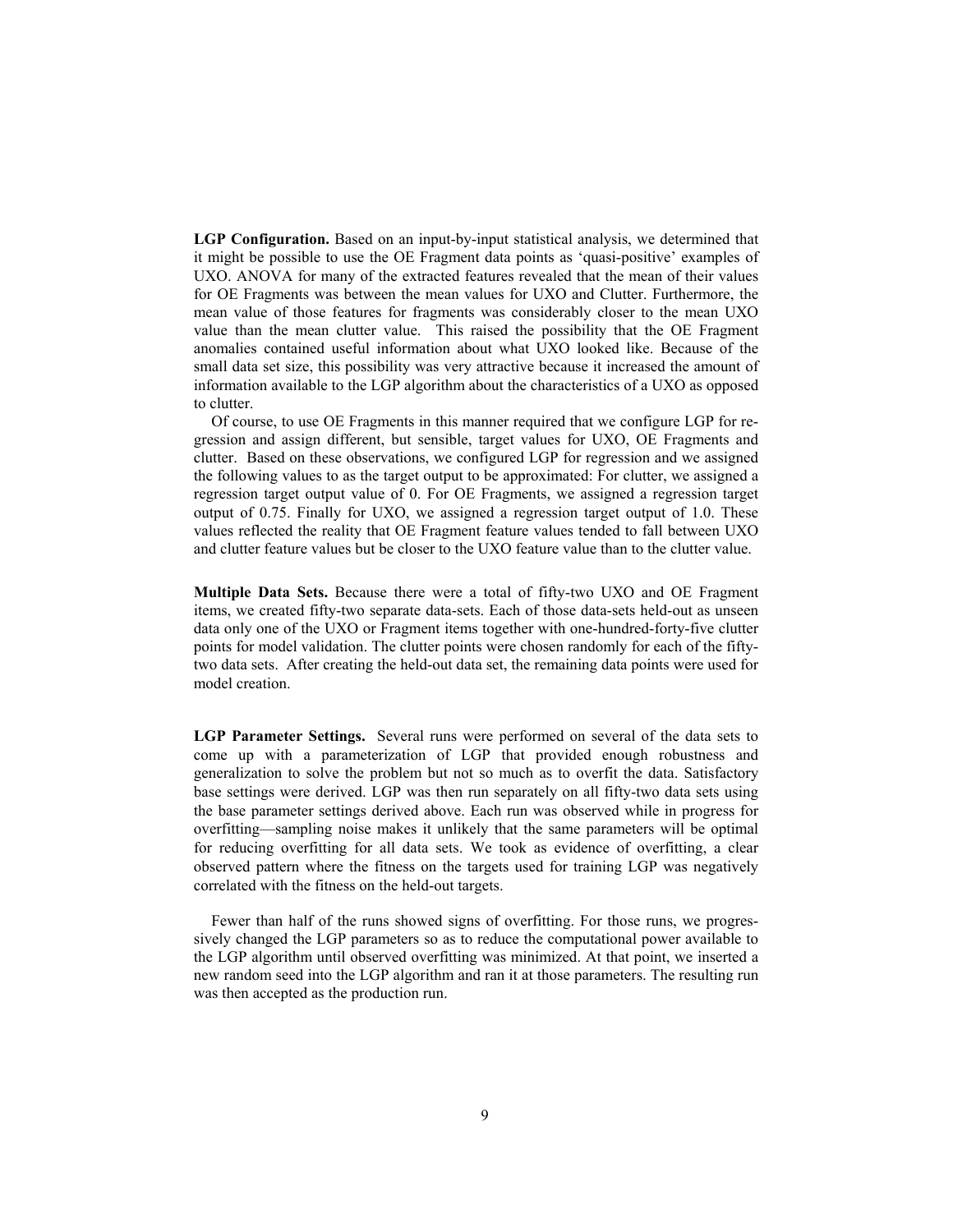**LGP Configuration.** Based on an input-by-input statistical analysis, we determined that it might be possible to use the OE Fragment data points as 'quasi-positive' examples of UXO. ANOVA for many of the extracted features revealed that the mean of their values for OE Fragments was between the mean values for UXO and Clutter. Furthermore, the mean value of those features for fragments was considerably closer to the mean UXO value than the mean clutter value. This raised the possibility that the OE Fragment anomalies contained useful information about what UXO looked like. Because of the small data set size, this possibility was very attractive because it increased the amount of information available to the LGP algorithm about the characteristics of a UXO as opposed to clutter.

Of course, to use OE Fragments in this manner required that we configure LGP for regression and assign different, but sensible, target values for UXO, OE Fragments and clutter. Based on these observations, we configured LGP for regression and we assigned the following values to as the target output to be approximated: For clutter, we assigned a regression target output value of 0. For OE Fragments, we assigned a regression target output of 0.75. Finally for UXO, we assigned a regression target output of 1.0. These values reflected the reality that OE Fragment feature values tended to fall between UXO and clutter feature values but be closer to the UXO feature value than to the clutter value.

**Multiple Data Sets.** Because there were a total of fifty-two UXO and OE Fragment items, we created fifty-two separate data-sets. Each of those data-sets held-out as unseen data only one of the UXO or Fragment items together with one-hundred-forty-five clutter points for model validation. The clutter points were chosen randomly for each of the fifty-two data sets. After creating the held-out data set, the remaining data points were used for model creation.

**LGP Parameter Settings.** Several runs were performed on several of the data sets to come up with a parameterization of LGP that provided enough robustness and generalization to solve the problem but not so much as to overfit the data. Satisfactory base settings were derived. LGP was then run separately on all fifty-two data sets using the base parameter settings derived above. Each run was observed while in progress for overfitting—sampling noise makes it unlikely that the same parameters will be optimal for reducing overfitting for all data sets. We took as evidence of overfitting, a clear observed pattern where the fitness on the targets used for training LGP was negatively correlated with the fitness on the held-out targets.

Fewer than half of the runs showed signs of overfitting. For those runs, we progressively changed the LGP parameters so as to reduce the computational power available to the LGP algorithm until observed overfitting was minimized. At that point, we inserted a new random seed into the LGP algorithm and ran it at those parameters. The resulting run was then accepted as the production run.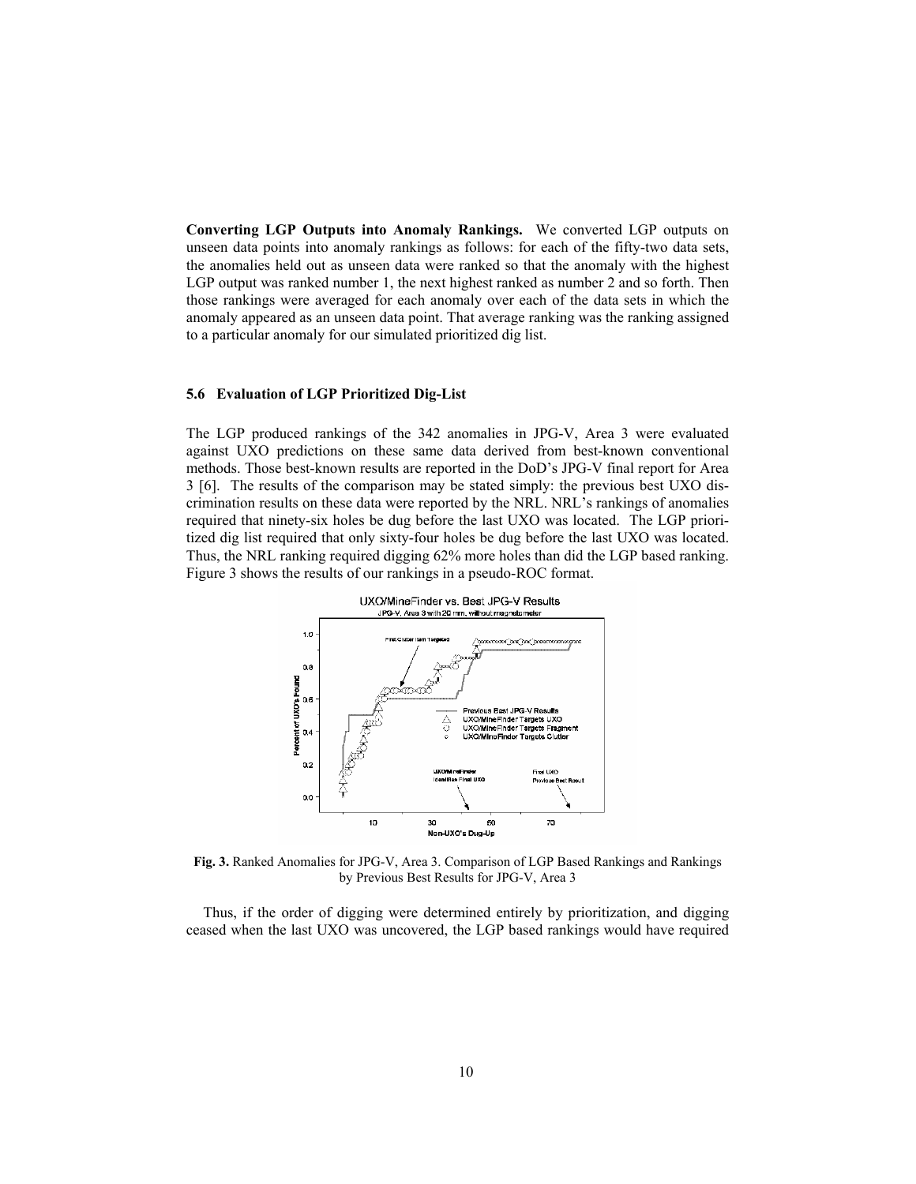**Converting LGP Outputs into Anomaly Rankings.** We converted LGP outputs on unseen data points into anomaly rankings as follows: for each of the fifty-two data sets, the anomalies held out as unseen data were ranked so that the anomaly with the highest LGP output was ranked number 1, the next highest ranked as number 2 and so forth. Then those rankings were averaged for each anomaly over each of the data sets in which the anomaly appeared as an unseen data point. That average ranking was the ranking assigned to a particular anomaly for our simulated prioritized dig list.

### 5.6 Evaluation of LGP Prioritized Dig-List

The LGP produced rankings of the 342 anomalies in JPG-V, Area 3 were evaluated against UXO predictions on these same data derived from best-known conventional methods. Those best-known results are reported in the DoD's JPG-V final report for Area 3 [6]. The results of the comparison may be stated simply: the previous best UXO discrimination results on these data were reported by the NRL. NRL's rankings of anomalies required that ninety-six holes be dug before the last UXO was located. The LGP prioritized dig list required that only sixty-four holes be dug before the last UXO was located. Thus, the NRL ranking required digging 62% more holes than did the LGP based ranking. Figure 3 shows the results of our rankings in a pseudo-ROC format.

**Fig. 3.** Ranked Anomalies for JPG-V, Area 3. Comparison of LGP Based Rankings and Rankings by Previous Best Results for JPG-V, Area 3

Thus, if the order of digging were determined entirely by prioritization, and digging ceased when the last UXO was uncovered, the LGP based rankings would have required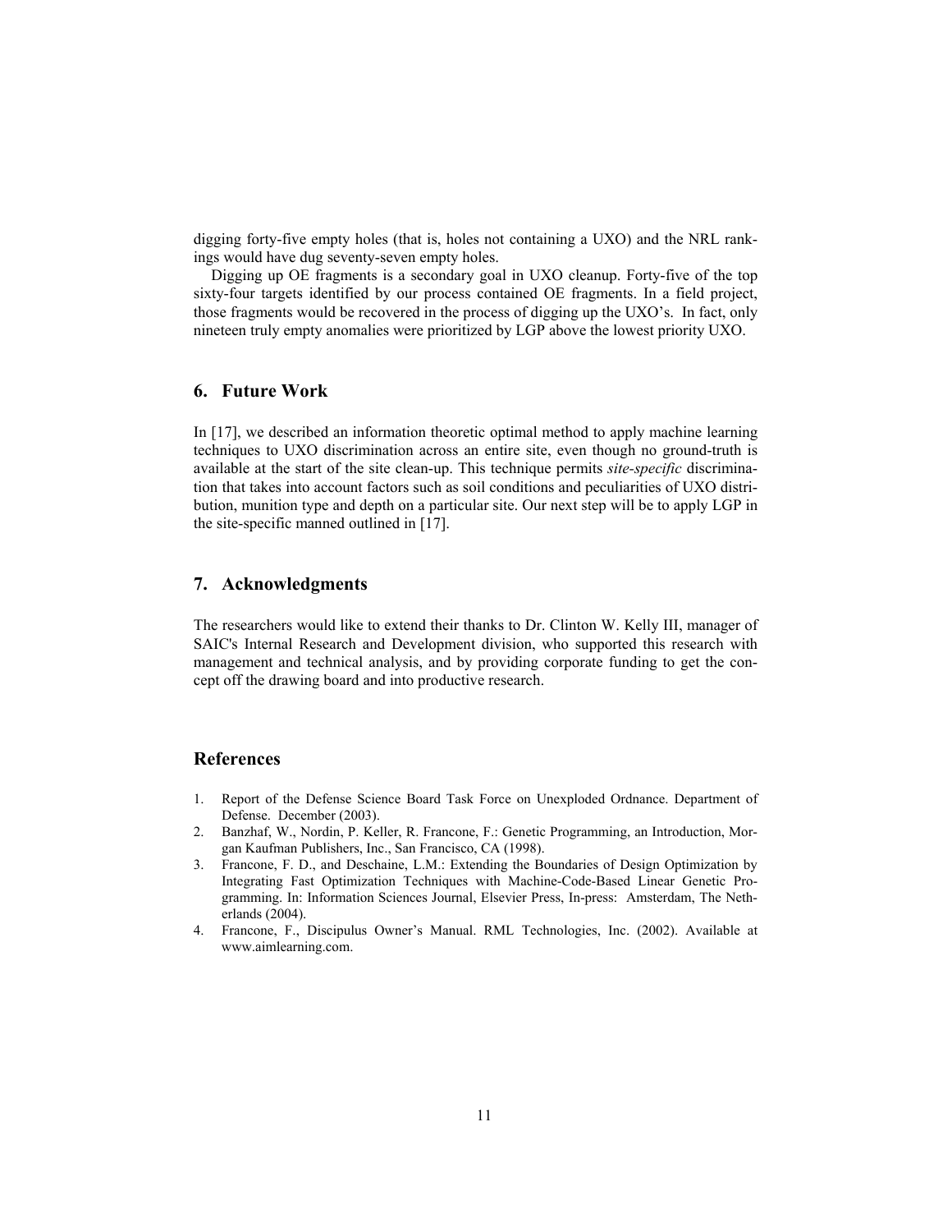digging forty-five empty holes (that is, holes not containing a UXO) and the NRL rankings would have dug seventy-seven empty holes.

Digging up OE fragments is a secondary goal in UXO cleanup. Forty-five of the top sixty-four targets identified by our process contained OE fragments. In a field project, those fragments would be recovered in the process of digging up the UXO's. In fact, only nineteen truly empty anomalies were prioritized by LGP above the lowest priority UXO.

## 6. Future Work

In [17], we described an information theoretic optimal method to apply machine learning techniques to UXO discrimination across an entire site, even though no ground-truth is available at the start of the site clean-up. This technique permits *site-specific* discrimination that takes into account factors such as soil conditions and peculiarities of UXO distribution, munition type and depth on a particular site. Our next step will be to apply LGP in the site-specific manned outlined in [17].

## 7. Acknowledgments

The researchers would like to extend their thanks to Dr. Clinton W. Kelly III, manager of SAIC's Internal Research and Development division, who supported this research with management and technical analysis, and by providing corporate funding to get the concept off the drawing board and into productive research.

## References

1. Report of the Defense Science Board Task Force on Unexploded Ordnance. Department of Defense. December (2003).
2. Banzhaf, W., Nordin, P. Keller, R. Francone, F.: Genetic Programming, an Introduction, Morgan Kaufman Publishers, Inc., San Francisco, CA (1998).
3. Francone, F. D., and Deschaine, L.M.: Extending the Boundaries of Design Optimization by Integrating Fast Optimization Techniques with Machine-Code-Based Linear Genetic Programming. In: Information Sciences Journal, Elsevier Press, In-press: Amsterdam, The Netherlands (2004).
4. Francone, F., Discipulus Owner's Manual. RML Technologies, Inc. (2002). Available at www.aimlearning.com.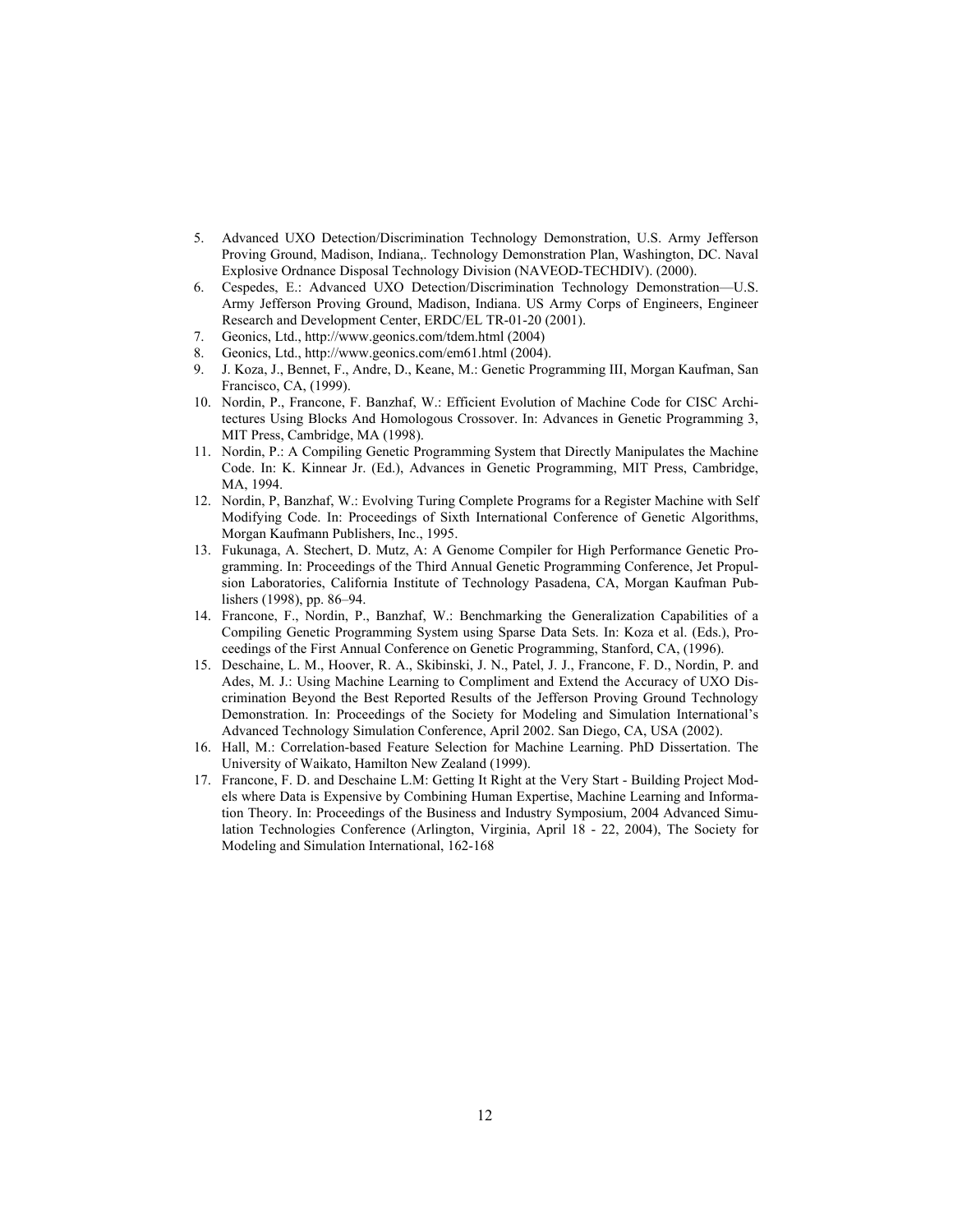5. Advanced UXO Detection/Discrimination Technology Demonstration, U.S. Army Jefferson Proving Ground, Madison, Indiana,. Technology Demonstration Plan, Washington, DC. Naval Explosive Ordnance Disposal Technology Division (NAVEOD-TECHDIV). (2000).
6. Cespedes, E.: Advanced UXO Detection/Discrimination Technology Demonstration—U.S. Army Jefferson Proving Ground, Madison, Indiana. US Army Corps of Engineers, Engineer Research and Development Center, ERDC/EL TR-01-20 (2001).
7. Geonics, Ltd., http://www.geonics.com/tdem.html (2004)
8. Geonics, Ltd., http://www.geonics.com/em61.html (2004).
9. J. Koza, J., Bennet, F., Andre, D., Keane, M.: Genetic Programming III, Morgan Kaufman, San Francisco, CA, (1999).
10. Nordin, P., Francone, F. Banzhaf, W.: Efficient Evolution of Machine Code for CISC Architectures Using Blocks And Homologous Crossover. In: Advances in Genetic Programming 3, MIT Press, Cambridge, MA (1998).
11. Nordin, P.: A Compiling Genetic Programming System that Directly Manipulates the Machine Code. In: K. Kinnear Jr. (Ed.), Advances in Genetic Programming, MIT Press, Cambridge, MA, 1994.
12. Nordin, P, Banzhaf, W.: Evolving Turing Complete Programs for a Register Machine with Self Modifying Code. In: Proceedings of Sixth International Conference of Genetic Algorithms, Morgan Kaufmann Publishers, Inc., 1995.
13. Fukunaga, A. Stechert, D. Mutz, A: A Genome Compiler for High Performance Genetic Programming. In: Proceedings of the Third Annual Genetic Programming Conference, Jet Propulsion Laboratories, California Institute of Technology Pasadena, CA, Morgan Kaufman Publishers (1998), pp. 86–94.
14. Francone, F., Nordin, P., Banzhaf, W.: Benchmarking the Generalization Capabilities of a Compiling Genetic Programming System using Sparse Data Sets. In: Koza et al. (Eds.), Proceedings of the First Annual Conference on Genetic Programming, Stanford, CA, (1996).
15. Deschaine, L. M., Hoover, R. A., Skibinski, J. N., Patel, J. J., Francone, F. D., Nordin, P. and Ades, M. J.: Using Machine Learning to Compliment and Extend the Accuracy of UXO Discrimination Beyond the Best Reported Results of the Jefferson Proving Ground Technology Demonstration. In: Proceedings of the Society for Modeling and Simulation International's Advanced Technology Simulation Conference, April 2002. San Diego, CA, USA (2002).
16. Hall, M.: Correlation-based Feature Selection for Machine Learning. PhD Dissertation. The University of Waikato, Hamilton New Zealand (1999).
17. Francone, F. D. and Deschaine L.M: Getting It Right at the Very Start - Building Project Models where Data is Expensive by Combining Human Expertise, Machine Learning and Information Theory. In: Proceedings of the Business and Industry Symposium, 2004 Advanced Simulation Technologies Conference (Arlington, Virginia, April 18 - 22, 2004), The Society for Modeling and Simulation International, 162-168